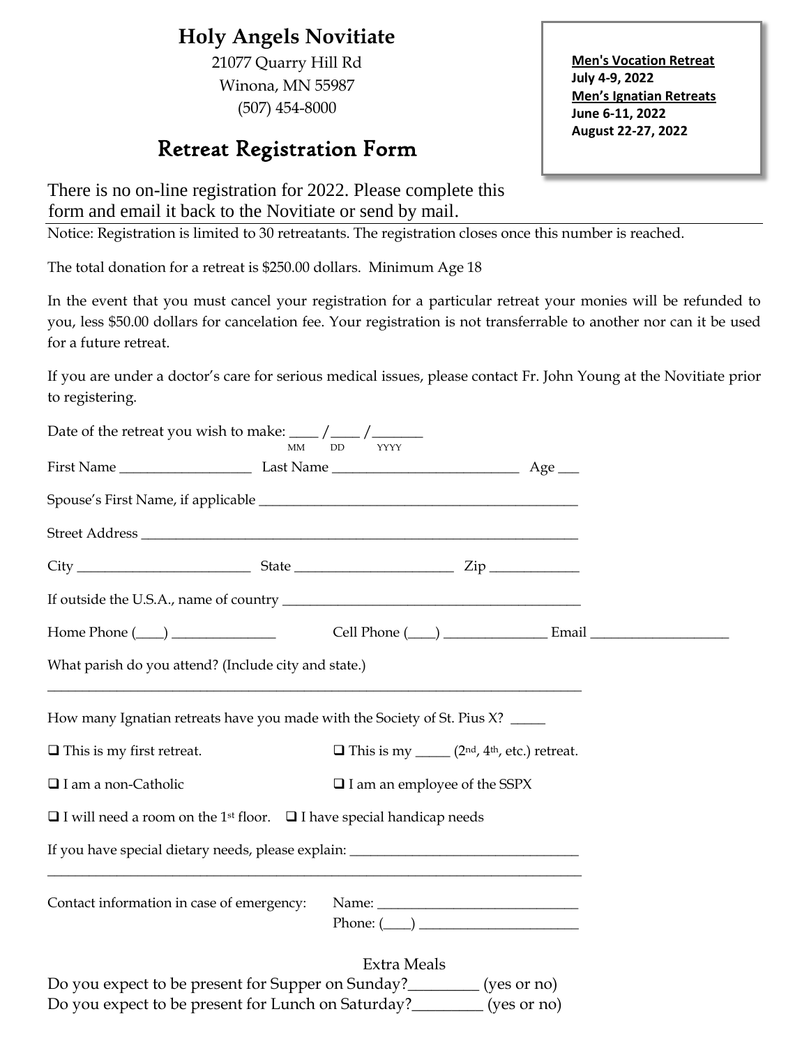# Holy Angels Novitiate

21077 Quarry Hill Rd
Winona, MN 55987
(507) 454-8000

## Retreat Registration Form

**Men's Vocation Retreat**
**July 4-9, 2022**
**Men's Ignatian Retreats**
**June 6-11, 2022**
**August 22-27, 2022**

There is no on-line registration for 2022. Please complete this form and email it back to the Novitiate or send by mail.

Notice: Registration is limited to 30 retreatants. The registration closes once this number is reached.

The total donation for a retreat is $250.00 dollars. Minimum Age 18

In the event that you must cancel your registration for a particular retreat your monies will be refunded to you, less $50.00 dollars for cancelation fee. Your registration is not transferrable to another nor can it be used for a future retreat.

If you are under a doctor's care for serious medical issues, please contact Fr. John Young at the Novitiate prior to registering.

Date of the retreat you wish to make: ____ /____ /_______
MM DD YYYY

First Name __________________ Last Name __________________________ Age ___

Spouse's First Name, if applicable ____________________________________________

Street Address _____________________________________________________________

City ________________________ State ______________________ Zip ____________

If outside the U.S.A., name of country __________________________________________

Home Phone (____) _______________ Cell Phone (____) _______________ Email ____________________

What parish do you attend? (Include city and state.)

_____________________________________________________________________________

How many Ignatian retreats have you made with the Society of St. Pius X? _____

❑ This is my first retreat. ❑ This is my _____ (2nd, 4th, etc.) retreat.

❑ I am a non-Catholic ❑ I am an employee of the SSPX

❑ I will need a room on the 1st floor. ❑ I have special handicap needs

If you have special dietary needs, please explain: ________________________________

_____________________________________________________________________________

Contact information in case of emergency: Name: ____________________________
Phone: (____) ______________________

Extra Meals

Do you expect to be present for Supper on Sunday?_________ (yes or no)
Do you expect to be present for Lunch on Saturday?_________ (yes or no)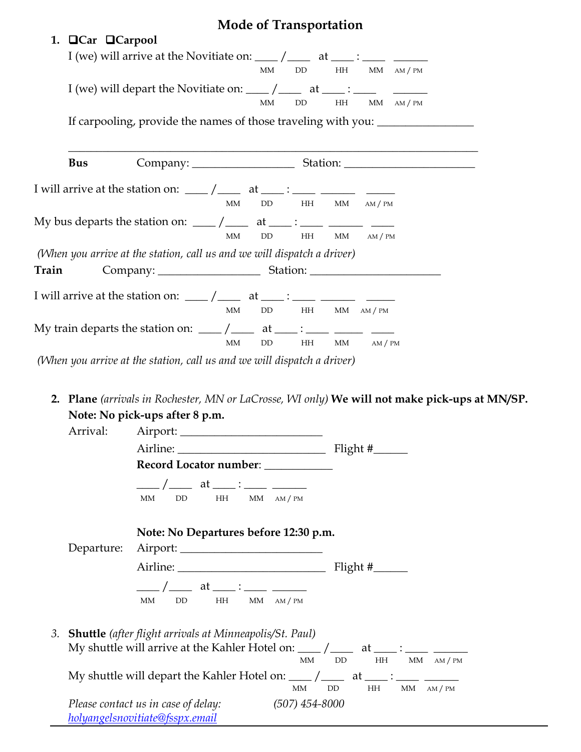# Mode of Transportation

1. ❑**Car** ❑**Carpool**

   I (we) will arrive at the Novitiate on: ____ /____ at ____ : ____ ______
   MM DD HH MM AM / PM

   I (we) will depart the Novitiate on: ____ /____ at ____ : ____ ______
   MM DD HH MM AM / PM

   If carpooling, provide the names of those traveling with you: ________________

   ____________________________________________________________________

   **Bus** Company: _________________ Station: ______________________

I will arrive at the station on: ____ /____ at ____ : ____ ______ _____
MM DD HH MM AM / PM

My bus departs the station on: ____ /____ at ____ : ____ ______ ____
MM DD HH MM AM / PM

*(When you arrive at the station, call us and we will dispatch a driver)*

**Train** Company: _________________ Station: ______________________

I will arrive at the station on: ____ /____ at ____ : ____ ______ _____
MM DD HH MM AM / PM

My train departs the station on: ____ /____ at ____ : ____ _____ ____
MM DD HH MM AM / PM

*(When you arrive at the station, call us and we will dispatch a driver)*

2. **Plane** *(arrivals in Rochester, MN or LaCrosse, WI only)* **We will not make pick-ups at MN/SP.**
   **Note: No pick-ups after 8 p.m.**

   Arrival: Airport: ________________________

   Airline: _________________________ Flight #______

   **Record Locator number**: ___________

   ____ /____ at ____ : ____ ______
   MM DD HH MM AM / PM

   **Note: No Departures before 12:30 p.m.**

   Departure: Airport: ________________________

   Airline: _________________________ Flight #______

   ____ /____ at ____ : ____ ______
   MM DD HH MM AM / PM

3. **Shuttle** *(after flight arrivals at Minneapolis/St. Paul)*

   My shuttle will arrive at the Kahler Hotel on: ____ /____ at ____ : ____ ______
   MM DD HH MM AM / PM

   My shuttle will depart the Kahler Hotel on: ____ /____ at ____ : ____ ______
   MM DD HH MM AM / PM

   *Please contact us in case of delay:* *(507) 454-8000*
   *holyangelsnovitiate@fsspx.email*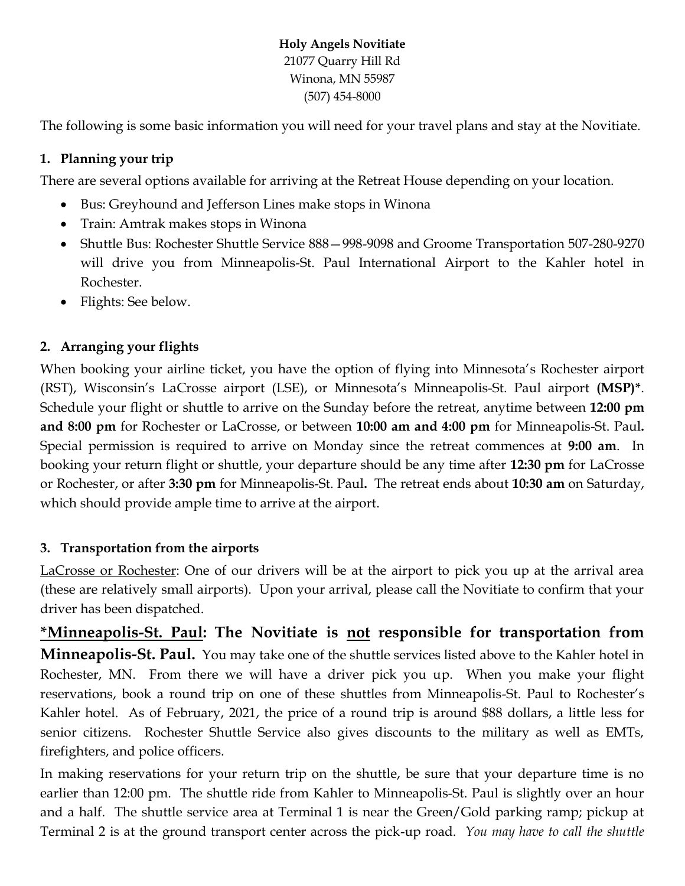**Holy Angels Novitiate**
21077 Quarry Hill Rd
Winona, MN 55987
(507) 454-8000

The following is some basic information you will need for your travel plans and stay at the Novitiate.

## 1. Planning your trip

There are several options available for arriving at the Retreat House depending on your location.

- Bus: Greyhound and Jefferson Lines make stops in Winona
- Train: Amtrak makes stops in Winona
- Shuttle Bus: Rochester Shuttle Service 888—998-9098 and Groome Transportation 507-280-9270 will drive you from Minneapolis-St. Paul International Airport to the Kahler hotel in Rochester.
- Flights: See below.

## 2. Arranging your flights

When booking your airline ticket, you have the option of flying into Minnesota's Rochester airport (RST), Wisconsin's LaCrosse airport (LSE), or Minnesota's Minneapolis-St. Paul airport **(MSP)***. Schedule your flight or shuttle to arrive on the Sunday before the retreat, anytime between **12:00 pm and 8:00 pm** for Rochester or LaCrosse, or between **10:00 am and 4:00 pm** for Minneapolis-St. Paul**.** Special permission is required to arrive on Monday since the retreat commences at **9:00 am**. In booking your return flight or shuttle, your departure should be any time after **12:30 pm** for LaCrosse or Rochester, or after **3:30 pm** for Minneapolis-St. Paul**.** The retreat ends about **10:30 am** on Saturday, which should provide ample time to arrive at the airport.

## 3. Transportation from the airports

LaCrosse or Rochester: One of our drivers will be at the airport to pick you up at the arrival area (these are relatively small airports). Upon your arrival, please call the Novitiate to confirm that your driver has been dispatched.

**\*Minneapolis-St. Paul: The Novitiate is not responsible for transportation from Minneapolis-St. Paul.** You may take one of the shuttle services listed above to the Kahler hotel in Rochester, MN. From there we will have a driver pick you up. When you make your flight reservations, book a round trip on one of these shuttles from Minneapolis-St. Paul to Rochester's Kahler hotel. As of February, 2021, the price of a round trip is around $88 dollars, a little less for senior citizens. Rochester Shuttle Service also gives discounts to the military as well as EMTs, firefighters, and police officers.

In making reservations for your return trip on the shuttle, be sure that your departure time is no earlier than 12:00 pm. The shuttle ride from Kahler to Minneapolis-St. Paul is slightly over an hour and a half. The shuttle service area at Terminal 1 is near the Green/Gold parking ramp; pickup at Terminal 2 is at the ground transport center across the pick-up road. *You may have to call the shuttle*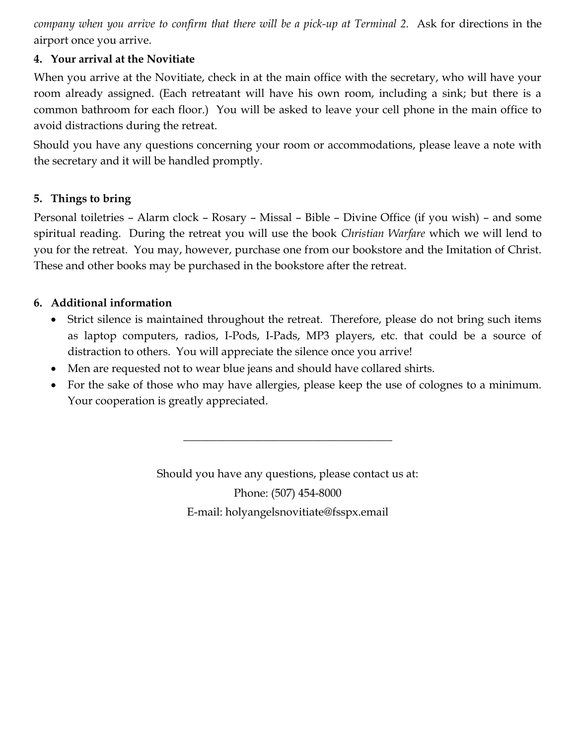*company when you arrive to confirm that there will be a pick-up at Terminal 2.* Ask for directions in the airport once you arrive.

4. **Your arrival at the Novitiate**

When you arrive at the Novitiate, check in at the main office with the secretary, who will have your room already assigned. (Each retreatant will have his own room, including a sink; but there is a common bathroom for each floor.) You will be asked to leave your cell phone in the main office to avoid distractions during the retreat.

Should you have any questions concerning your room or accommodations, please leave a note with the secretary and it will be handled promptly.

5. **Things to bring**

Personal toiletries – Alarm clock – Rosary – Missal – Bible – Divine Office (if you wish) – and some spiritual reading. During the retreat you will use the book *Christian Warfare* which we will lend to you for the retreat. You may, however, purchase one from our bookstore and the Imitation of Christ. These and other books may be purchased in the bookstore after the retreat.

6. **Additional information**

- Strict silence is maintained throughout the retreat. Therefore, please do not bring such items as laptop computers, radios, I-Pods, I-Pads, MP3 players, etc. that could be a source of distraction to others. You will appreciate the silence once you arrive!
- Men are requested not to wear blue jeans and should have collared shirts.
- For the sake of those who may have allergies, please keep the use of colognes to a minimum. Your cooperation is greatly appreciated.

---

Should you have any questions, please contact us at:

Phone: (507) 454-8000

E-mail: holyangelsnovitiate@fsspx.email